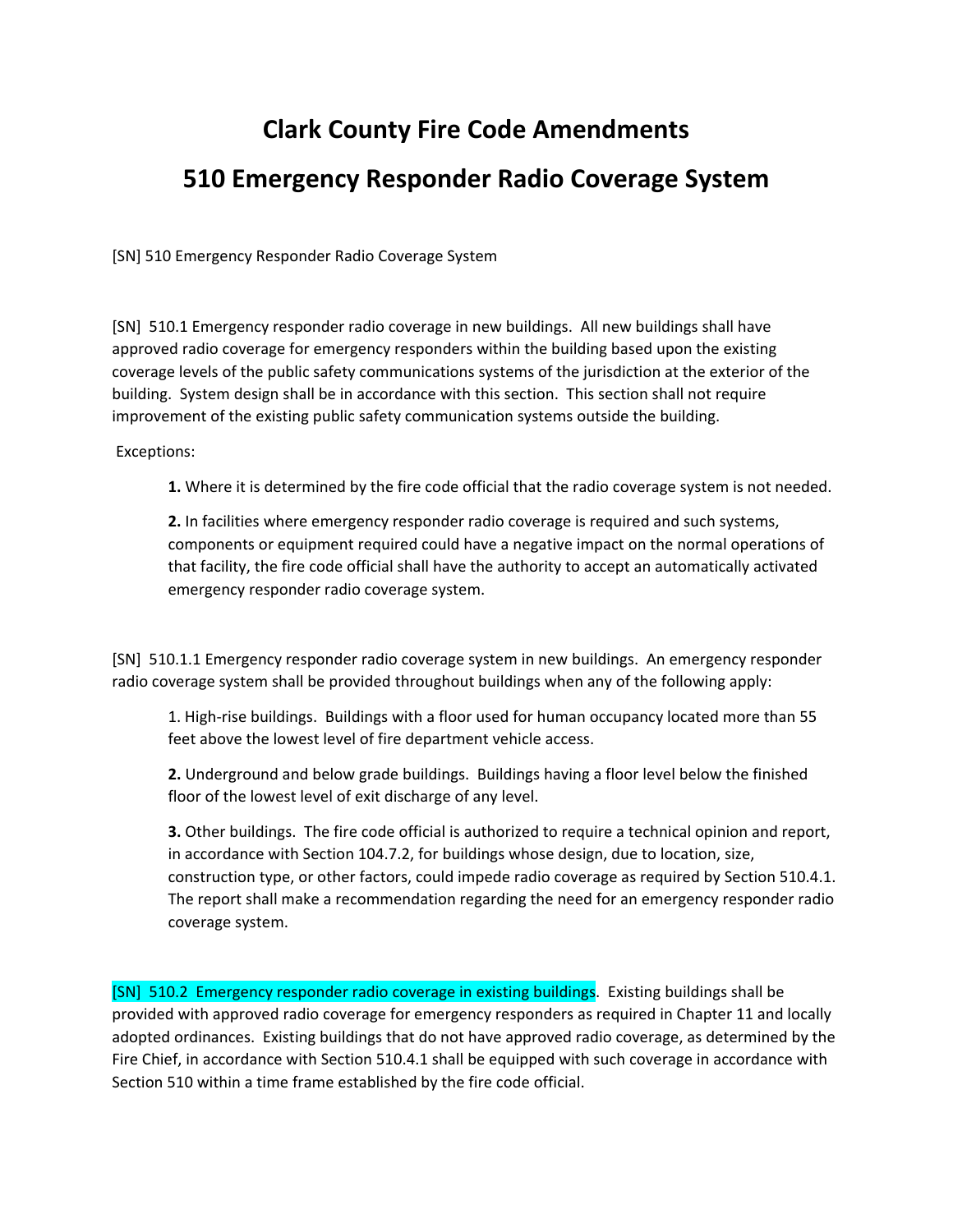# Clark County Fire Code Amendments

# 510 Emergency Responder Radio Coverage System

[SN] 510 Emergency Responder Radio Coverage System

[SN] 510.1 Emergency responder radio coverage in new buildings. All new buildings shall have approved radio coverage for emergency responders within the building based upon the existing coverage levels of the public safety communications systems of the jurisdiction at the exterior of the building. System design shall be in accordance with this section. This section shall not require improvement of the existing public safety communication systems outside the building.

Exceptions:

> **1.** Where it is determined by the fire code official that the radio coverage system is not needed.
>
> **2.** In facilities where emergency responder radio coverage is required and such systems, components or equipment required could have a negative impact on the normal operations of that facility, the fire code official shall have the authority to accept an automatically activated emergency responder radio coverage system.

[SN] 510.1.1 Emergency responder radio coverage system in new buildings. An emergency responder radio coverage system shall be provided throughout buildings when any of the following apply:

> 1. High-rise buildings. Buildings with a floor used for human occupancy located more than 55 feet above the lowest level of fire department vehicle access.
>
> **2.** Underground and below grade buildings. Buildings having a floor level below the finished floor of the lowest level of exit discharge of any level.
>
> **3.** Other buildings. The fire code official is authorized to require a technical opinion and report, in accordance with Section 104.7.2, for buildings whose design, due to location, size, construction type, or other factors, could impede radio coverage as required by Section 510.4.1. The report shall make a recommendation regarding the need for an emergency responder radio coverage system.

[SN] 510.2 Emergency responder radio coverage in existing buildings. Existing buildings shall be provided with approved radio coverage for emergency responders as required in Chapter 11 and locally adopted ordinances. Existing buildings that do not have approved radio coverage, as determined by the Fire Chief, in accordance with Section 510.4.1 shall be equipped with such coverage in accordance with Section 510 within a time frame established by the fire code official.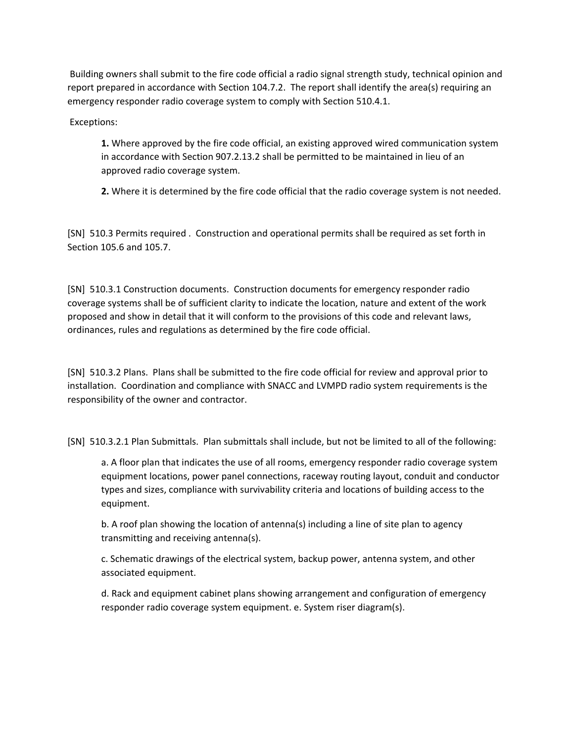Building owners shall submit to the fire code official a radio signal strength study, technical opinion and report prepared in accordance with Section 104.7.2. The report shall identify the area(s) requiring an emergency responder radio coverage system to comply with Section 510.4.1.

Exceptions:

> **1.** Where approved by the fire code official, an existing approved wired communication system in accordance with Section 907.2.13.2 shall be permitted to be maintained in lieu of an approved radio coverage system.
>
> **2.** Where it is determined by the fire code official that the radio coverage system is not needed.

[SN] 510.3 Permits required . Construction and operational permits shall be required as set forth in Section 105.6 and 105.7.

[SN] 510.3.1 Construction documents. Construction documents for emergency responder radio coverage systems shall be of sufficient clarity to indicate the location, nature and extent of the work proposed and show in detail that it will conform to the provisions of this code and relevant laws, ordinances, rules and regulations as determined by the fire code official.

[SN] 510.3.2 Plans. Plans shall be submitted to the fire code official for review and approval prior to installation. Coordination and compliance with SNACC and LVMPD radio system requirements is the responsibility of the owner and contractor.

[SN] 510.3.2.1 Plan Submittals. Plan submittals shall include, but not be limited to all of the following:

> a. A floor plan that indicates the use of all rooms, emergency responder radio coverage system equipment locations, power panel connections, raceway routing layout, conduit and conductor types and sizes, compliance with survivability criteria and locations of building access to the equipment.
>
> b. A roof plan showing the location of antenna(s) including a line of site plan to agency transmitting and receiving antenna(s).
>
> c. Schematic drawings of the electrical system, backup power, antenna system, and other associated equipment.
>
> d. Rack and equipment cabinet plans showing arrangement and configuration of emergency responder radio coverage system equipment. e. System riser diagram(s).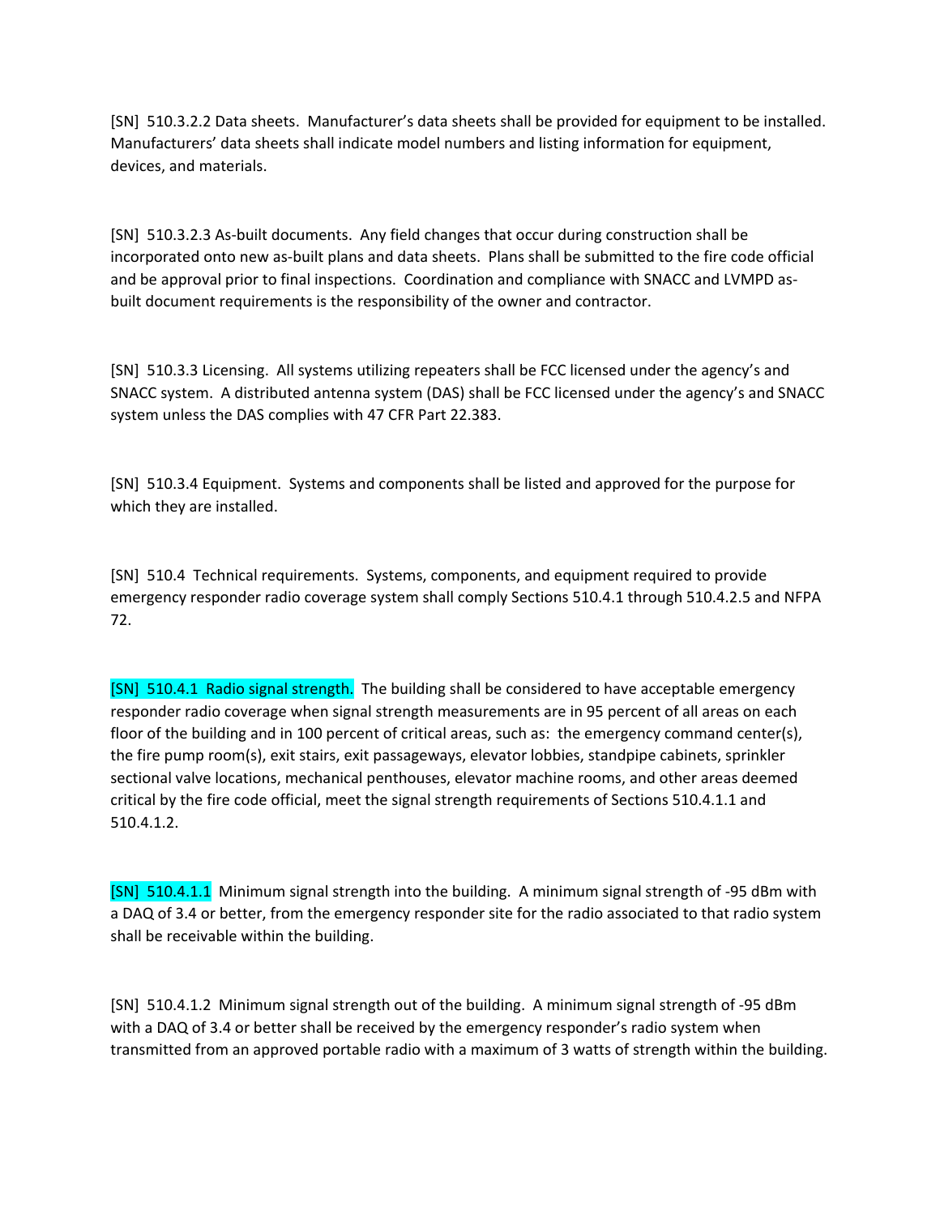[SN] 510.3.2.2 Data sheets. Manufacturer's data sheets shall be provided for equipment to be installed. Manufacturers' data sheets shall indicate model numbers and listing information for equipment, devices, and materials.

[SN] 510.3.2.3 As-built documents. Any field changes that occur during construction shall be incorporated onto new as-built plans and data sheets. Plans shall be submitted to the fire code official and be approval prior to final inspections. Coordination and compliance with SNACC and LVMPD as-built document requirements is the responsibility of the owner and contractor.

[SN] 510.3.3 Licensing. All systems utilizing repeaters shall be FCC licensed under the agency's and SNACC system. A distributed antenna system (DAS) shall be FCC licensed under the agency's and SNACC system unless the DAS complies with 47 CFR Part 22.383.

[SN] 510.3.4 Equipment. Systems and components shall be listed and approved for the purpose for which they are installed.

[SN] 510.4 Technical requirements. Systems, components, and equipment required to provide emergency responder radio coverage system shall comply Sections 510.4.1 through 510.4.2.5 and NFPA 72.

[SN] 510.4.1 Radio signal strength. The building shall be considered to have acceptable emergency responder radio coverage when signal strength measurements are in 95 percent of all areas on each floor of the building and in 100 percent of critical areas, such as: the emergency command center(s), the fire pump room(s), exit stairs, exit passageways, elevator lobbies, standpipe cabinets, sprinkler sectional valve locations, mechanical penthouses, elevator machine rooms, and other areas deemed critical by the fire code official, meet the signal strength requirements of Sections 510.4.1.1 and 510.4.1.2.

[SN] 510.4.1.1 Minimum signal strength into the building. A minimum signal strength of -95 dBm with a DAQ of 3.4 or better, from the emergency responder site for the radio associated to that radio system shall be receivable within the building.

[SN] 510.4.1.2 Minimum signal strength out of the building. A minimum signal strength of -95 dBm with a DAQ of 3.4 or better shall be received by the emergency responder's radio system when transmitted from an approved portable radio with a maximum of 3 watts of strength within the building.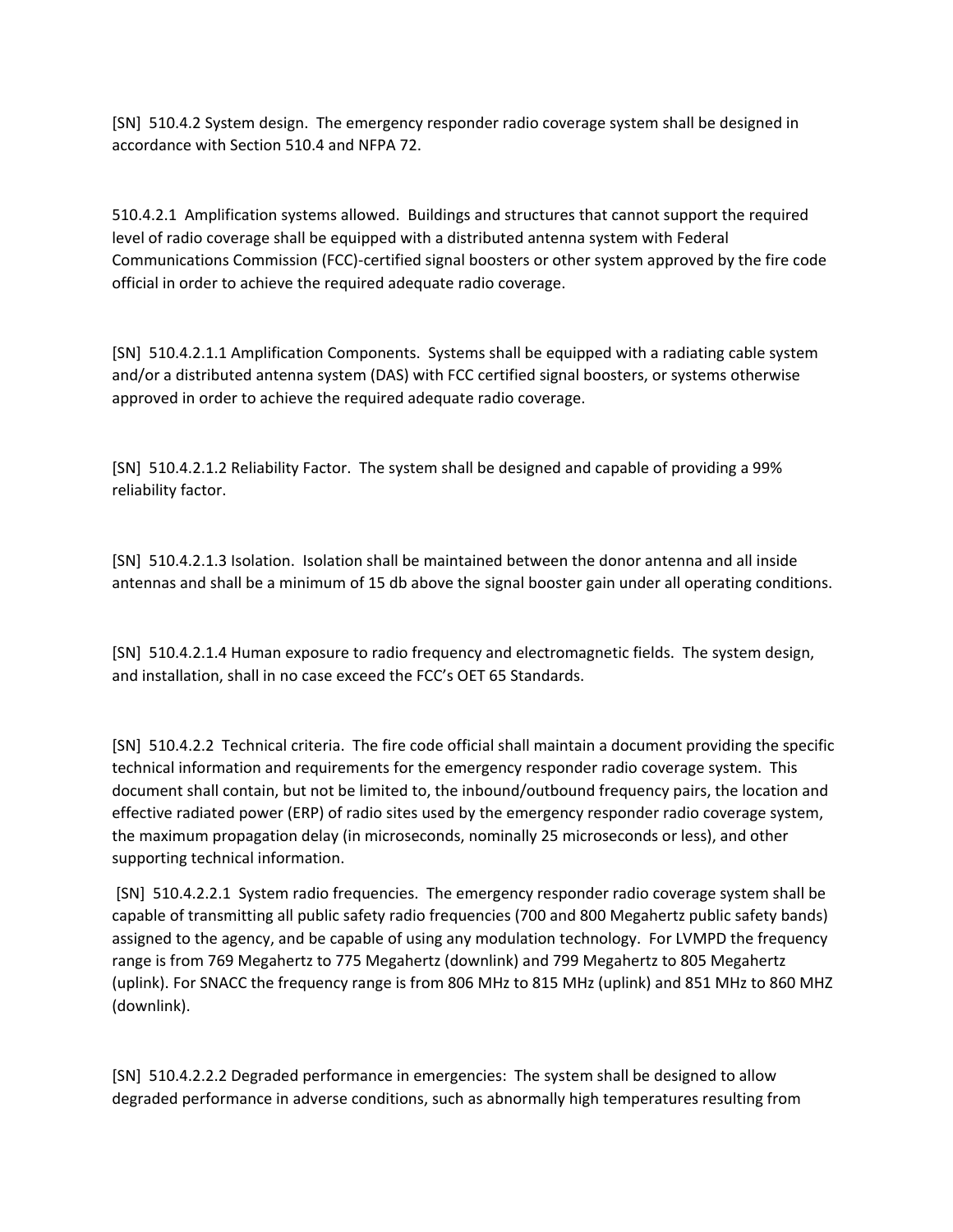[SN] 510.4.2 System design. The emergency responder radio coverage system shall be designed in accordance with Section 510.4 and NFPA 72.

510.4.2.1 Amplification systems allowed. Buildings and structures that cannot support the required level of radio coverage shall be equipped with a distributed antenna system with Federal Communications Commission (FCC)-certified signal boosters or other system approved by the fire code official in order to achieve the required adequate radio coverage.

[SN] 510.4.2.1.1 Amplification Components. Systems shall be equipped with a radiating cable system and/or a distributed antenna system (DAS) with FCC certified signal boosters, or systems otherwise approved in order to achieve the required adequate radio coverage.

[SN] 510.4.2.1.2 Reliability Factor. The system shall be designed and capable of providing a 99% reliability factor.

[SN] 510.4.2.1.3 Isolation. Isolation shall be maintained between the donor antenna and all inside antennas and shall be a minimum of 15 db above the signal booster gain under all operating conditions.

[SN] 510.4.2.1.4 Human exposure to radio frequency and electromagnetic fields. The system design, and installation, shall in no case exceed the FCC's OET 65 Standards.

[SN] 510.4.2.2 Technical criteria. The fire code official shall maintain a document providing the specific technical information and requirements for the emergency responder radio coverage system. This document shall contain, but not be limited to, the inbound/outbound frequency pairs, the location and effective radiated power (ERP) of radio sites used by the emergency responder radio coverage system, the maximum propagation delay (in microseconds, nominally 25 microseconds or less), and other supporting technical information.

[SN] 510.4.2.2.1 System radio frequencies. The emergency responder radio coverage system shall be capable of transmitting all public safety radio frequencies (700 and 800 Megahertz public safety bands) assigned to the agency, and be capable of using any modulation technology. For LVMPD the frequency range is from 769 Megahertz to 775 Megahertz (downlink) and 799 Megahertz to 805 Megahertz (uplink). For SNACC the frequency range is from 806 MHz to 815 MHz (uplink) and 851 MHz to 860 MHZ (downlink).

[SN] 510.4.2.2.2 Degraded performance in emergencies: The system shall be designed to allow degraded performance in adverse conditions, such as abnormally high temperatures resulting from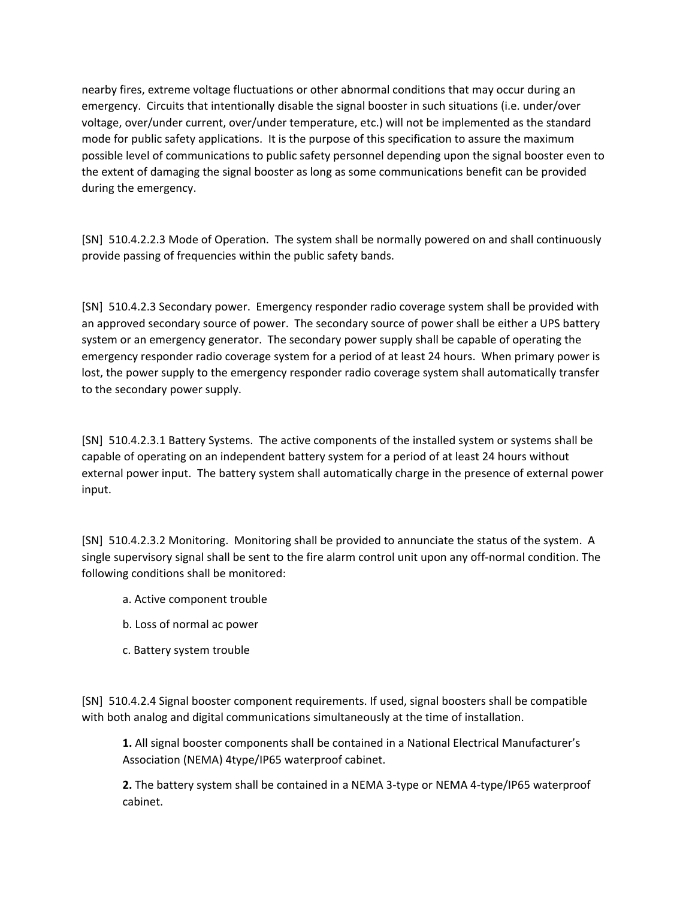nearby fires, extreme voltage fluctuations or other abnormal conditions that may occur during an emergency. Circuits that intentionally disable the signal booster in such situations (i.e. under/over voltage, over/under current, over/under temperature, etc.) will not be implemented as the standard mode for public safety applications. It is the purpose of this specification to assure the maximum possible level of communications to public safety personnel depending upon the signal booster even to the extent of damaging the signal booster as long as some communications benefit can be provided during the emergency.

[SN] 510.4.2.2.3 Mode of Operation. The system shall be normally powered on and shall continuously provide passing of frequencies within the public safety bands.

[SN] 510.4.2.3 Secondary power. Emergency responder radio coverage system shall be provided with an approved secondary source of power. The secondary source of power shall be either a UPS battery system or an emergency generator. The secondary power supply shall be capable of operating the emergency responder radio coverage system for a period of at least 24 hours. When primary power is lost, the power supply to the emergency responder radio coverage system shall automatically transfer to the secondary power supply.

[SN] 510.4.2.3.1 Battery Systems. The active components of the installed system or systems shall be capable of operating on an independent battery system for a period of at least 24 hours without external power input. The battery system shall automatically charge in the presence of external power input.

[SN] 510.4.2.3.2 Monitoring. Monitoring shall be provided to annunciate the status of the system. A single supervisory signal shall be sent to the fire alarm control unit upon any off-normal condition. The following conditions shall be monitored:

a. Active component trouble

b. Loss of normal ac power

c. Battery system trouble

[SN] 510.4.2.4 Signal booster component requirements. If used, signal boosters shall be compatible with both analog and digital communications simultaneously at the time of installation.

**1.** All signal booster components shall be contained in a National Electrical Manufacturer's Association (NEMA) 4type/IP65 waterproof cabinet.

**2.** The battery system shall be contained in a NEMA 3-type or NEMA 4-type/IP65 waterproof cabinet.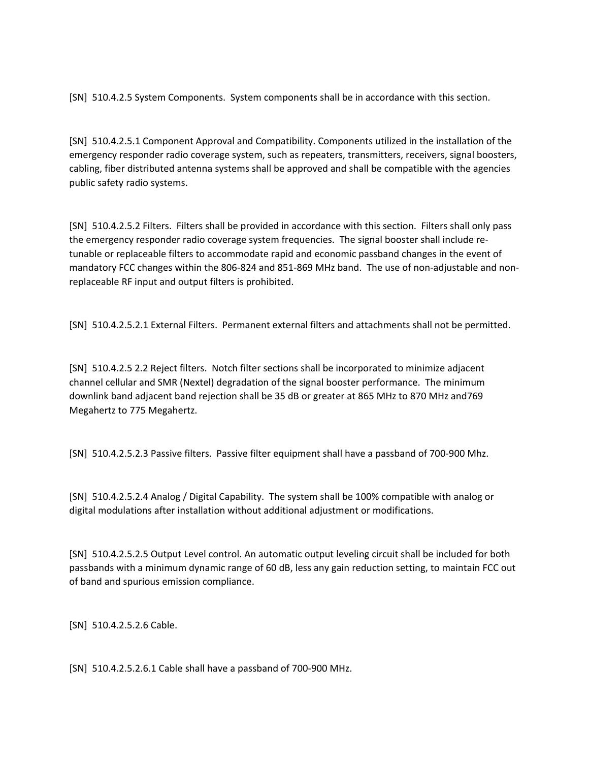[SN]  510.4.2.5 System Components.  System components shall be in accordance with this section.

[SN]  510.4.2.5.1 Component Approval and Compatibility. Components utilized in the installation of the emergency responder radio coverage system, such as repeaters, transmitters, receivers, signal boosters, cabling, fiber distributed antenna systems shall be approved and shall be compatible with the agencies public safety radio systems.

[SN]  510.4.2.5.2 Filters.  Filters shall be provided in accordance with this section.  Filters shall only pass the emergency responder radio coverage system frequencies.  The signal booster shall include re-tunable or replaceable filters to accommodate rapid and economic passband changes in the event of mandatory FCC changes within the 806-824 and 851-869 MHz band.  The use of non-adjustable and non-replaceable RF input and output filters is prohibited.

[SN]  510.4.2.5.2.1 External Filters.  Permanent external filters and attachments shall not be permitted.

[SN]  510.4.2.5 2.2 Reject filters.  Notch filter sections shall be incorporated to minimize adjacent channel cellular and SMR (Nextel) degradation of the signal booster performance.  The minimum downlink band adjacent band rejection shall be 35 dB or greater at 865 MHz to 870 MHz and769 Megahertz to 775 Megahertz.

[SN]  510.4.2.5.2.3 Passive filters.  Passive filter equipment shall have a passband of 700-900 Mhz.

[SN]  510.4.2.5.2.4 Analog / Digital Capability.  The system shall be 100% compatible with analog or digital modulations after installation without additional adjustment or modifications.

[SN]  510.4.2.5.2.5 Output Level control. An automatic output leveling circuit shall be included for both passbands with a minimum dynamic range of 60 dB, less any gain reduction setting, to maintain FCC out of band and spurious emission compliance.

[SN]  510.4.2.5.2.6 Cable.

[SN]  510.4.2.5.2.6.1 Cable shall have a passband of 700-900 MHz.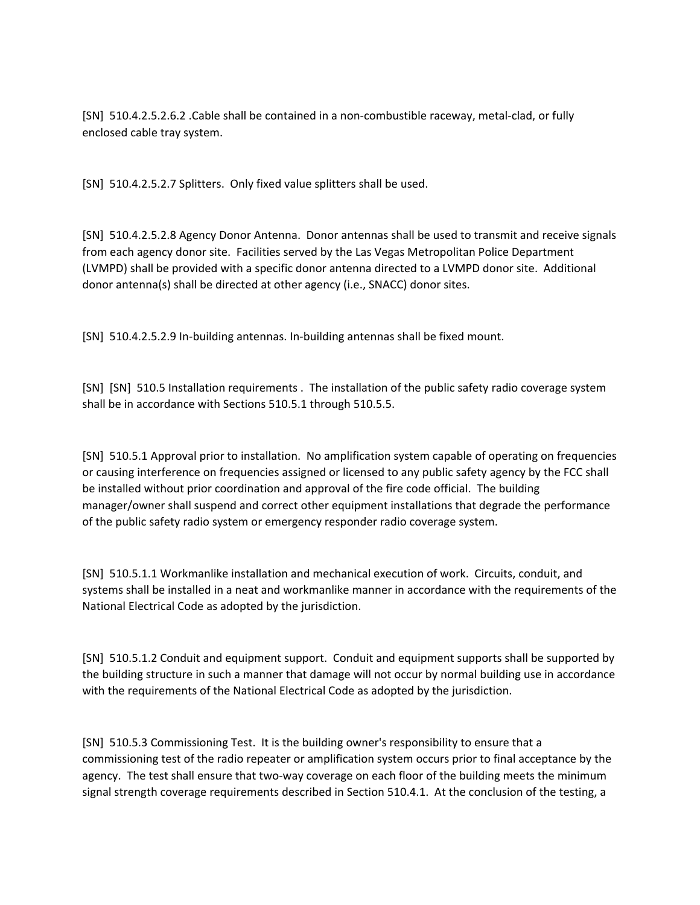[SN] 510.4.2.5.2.6.2 .Cable shall be contained in a non-combustible raceway, metal-clad, or fully enclosed cable tray system.

[SN] 510.4.2.5.2.7 Splitters. Only fixed value splitters shall be used.

[SN] 510.4.2.5.2.8 Agency Donor Antenna. Donor antennas shall be used to transmit and receive signals from each agency donor site. Facilities served by the Las Vegas Metropolitan Police Department (LVMPD) shall be provided with a specific donor antenna directed to a LVMPD donor site. Additional donor antenna(s) shall be directed at other agency (i.e., SNACC) donor sites.

[SN] 510.4.2.5.2.9 In-building antennas. In-building antennas shall be fixed mount.

[SN] [SN] 510.5 Installation requirements . The installation of the public safety radio coverage system shall be in accordance with Sections 510.5.1 through 510.5.5.

[SN] 510.5.1 Approval prior to installation. No amplification system capable of operating on frequencies or causing interference on frequencies assigned or licensed to any public safety agency by the FCC shall be installed without prior coordination and approval of the fire code official. The building manager/owner shall suspend and correct other equipment installations that degrade the performance of the public safety radio system or emergency responder radio coverage system.

[SN] 510.5.1.1 Workmanlike installation and mechanical execution of work. Circuits, conduit, and systems shall be installed in a neat and workmanlike manner in accordance with the requirements of the National Electrical Code as adopted by the jurisdiction.

[SN] 510.5.1.2 Conduit and equipment support. Conduit and equipment supports shall be supported by the building structure in such a manner that damage will not occur by normal building use in accordance with the requirements of the National Electrical Code as adopted by the jurisdiction.

[SN] 510.5.3 Commissioning Test. It is the building owner's responsibility to ensure that a commissioning test of the radio repeater or amplification system occurs prior to final acceptance by the agency. The test shall ensure that two-way coverage on each floor of the building meets the minimum signal strength coverage requirements described in Section 510.4.1. At the conclusion of the testing, a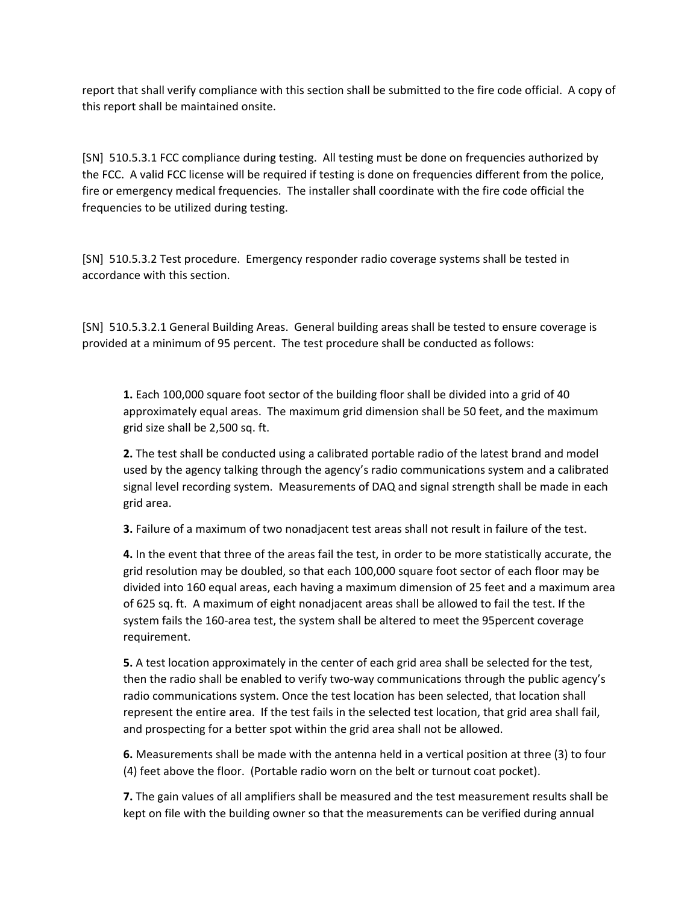report that shall verify compliance with this section shall be submitted to the fire code official. A copy of this report shall be maintained onsite.

[SN] 510.5.3.1 FCC compliance during testing. All testing must be done on frequencies authorized by the FCC. A valid FCC license will be required if testing is done on frequencies different from the police, fire or emergency medical frequencies. The installer shall coordinate with the fire code official the frequencies to be utilized during testing.

[SN] 510.5.3.2 Test procedure. Emergency responder radio coverage systems shall be tested in accordance with this section.

[SN] 510.5.3.2.1 General Building Areas. General building areas shall be tested to ensure coverage is provided at a minimum of 95 percent. The test procedure shall be conducted as follows:

> **1.** Each 100,000 square foot sector of the building floor shall be divided into a grid of 40 approximately equal areas. The maximum grid dimension shall be 50 feet, and the maximum grid size shall be 2,500 sq. ft.
>
> **2.** The test shall be conducted using a calibrated portable radio of the latest brand and model used by the agency talking through the agency's radio communications system and a calibrated signal level recording system. Measurements of DAQ and signal strength shall be made in each grid area.
>
> **3.** Failure of a maximum of two nonadjacent test areas shall not result in failure of the test.
>
> **4.** In the event that three of the areas fail the test, in order to be more statistically accurate, the grid resolution may be doubled, so that each 100,000 square foot sector of each floor may be divided into 160 equal areas, each having a maximum dimension of 25 feet and a maximum area of 625 sq. ft. A maximum of eight nonadjacent areas shall be allowed to fail the test. If the system fails the 160-area test, the system shall be altered to meet the 95percent coverage requirement.
>
> **5.** A test location approximately in the center of each grid area shall be selected for the test, then the radio shall be enabled to verify two-way communications through the public agency's radio communications system. Once the test location has been selected, that location shall represent the entire area. If the test fails in the selected test location, that grid area shall fail, and prospecting for a better spot within the grid area shall not be allowed.
>
> **6.** Measurements shall be made with the antenna held in a vertical position at three (3) to four (4) feet above the floor. (Portable radio worn on the belt or turnout coat pocket).
>
> **7.** The gain values of all amplifiers shall be measured and the test measurement results shall be kept on file with the building owner so that the measurements can be verified during annual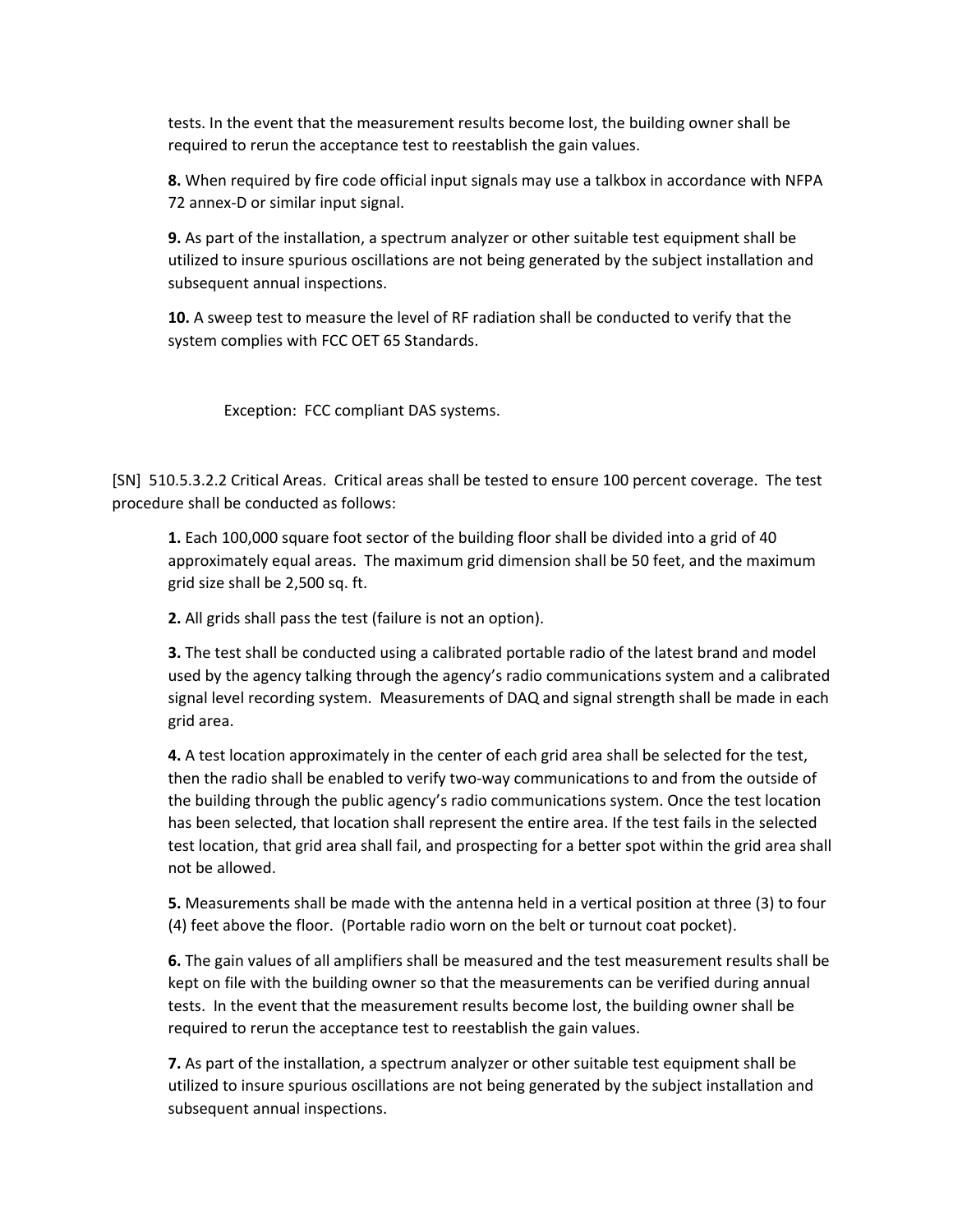tests. In the event that the measurement results become lost, the building owner shall be required to rerun the acceptance test to reestablish the gain values.

**8.** When required by fire code official input signals may use a talkbox in accordance with NFPA 72 annex-D or similar input signal.

**9.** As part of the installation, a spectrum analyzer or other suitable test equipment shall be utilized to insure spurious oscillations are not being generated by the subject installation and subsequent annual inspections.

**10.** A sweep test to measure the level of RF radiation shall be conducted to verify that the system complies with FCC OET 65 Standards.

Exception: FCC compliant DAS systems.

[SN] 510.5.3.2.2 Critical Areas. Critical areas shall be tested to ensure 100 percent coverage. The test procedure shall be conducted as follows:

**1.** Each 100,000 square foot sector of the building floor shall be divided into a grid of 40 approximately equal areas. The maximum grid dimension shall be 50 feet, and the maximum grid size shall be 2,500 sq. ft.

**2.** All grids shall pass the test (failure is not an option).

**3.** The test shall be conducted using a calibrated portable radio of the latest brand and model used by the agency talking through the agency's radio communications system and a calibrated signal level recording system. Measurements of DAQ and signal strength shall be made in each grid area.

**4.** A test location approximately in the center of each grid area shall be selected for the test, then the radio shall be enabled to verify two-way communications to and from the outside of the building through the public agency's radio communications system. Once the test location has been selected, that location shall represent the entire area. If the test fails in the selected test location, that grid area shall fail, and prospecting for a better spot within the grid area shall not be allowed.

**5.** Measurements shall be made with the antenna held in a vertical position at three (3) to four (4) feet above the floor. (Portable radio worn on the belt or turnout coat pocket).

**6.** The gain values of all amplifiers shall be measured and the test measurement results shall be kept on file with the building owner so that the measurements can be verified during annual tests. In the event that the measurement results become lost, the building owner shall be required to rerun the acceptance test to reestablish the gain values.

**7.** As part of the installation, a spectrum analyzer or other suitable test equipment shall be utilized to insure spurious oscillations are not being generated by the subject installation and subsequent annual inspections.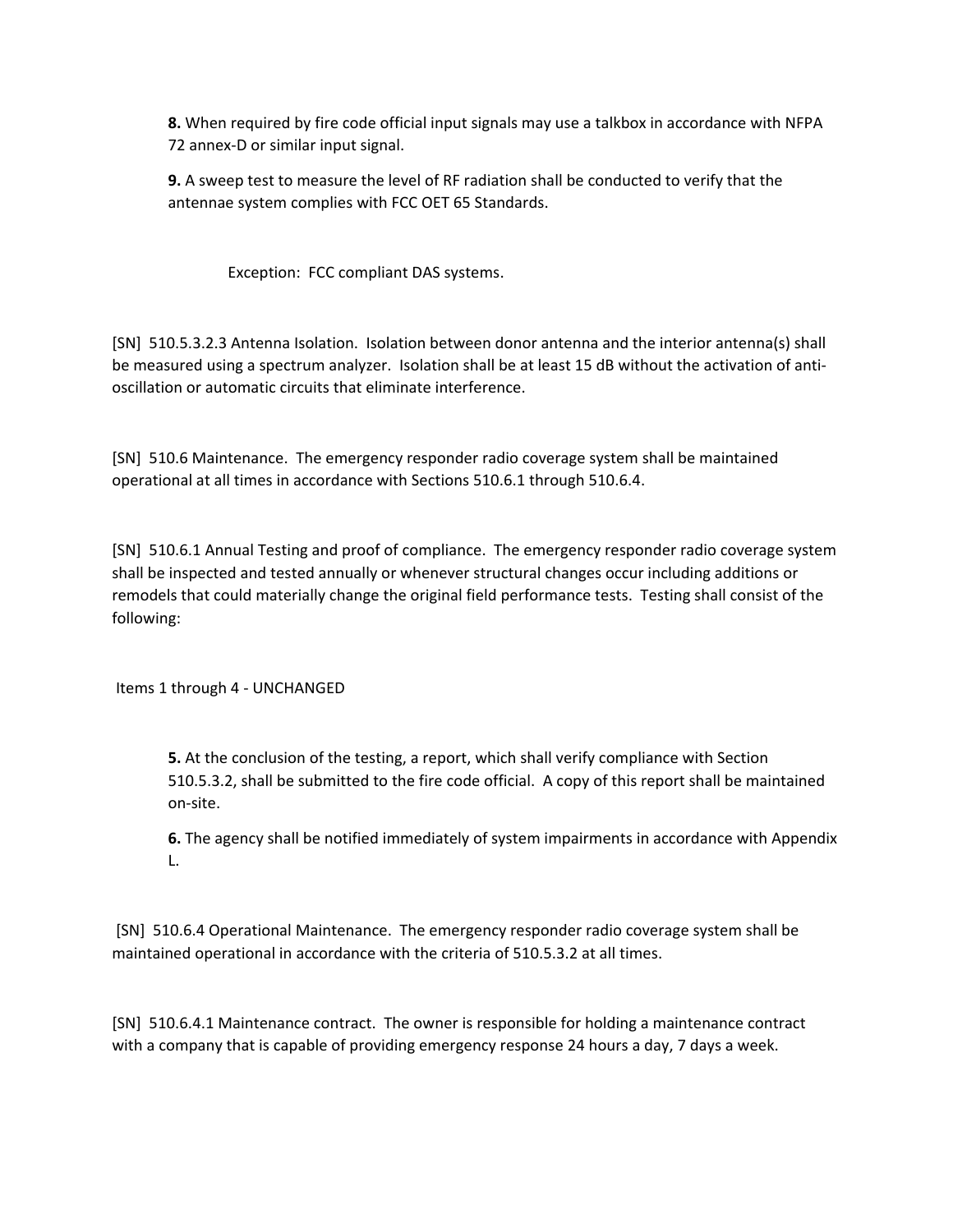**8.** When required by fire code official input signals may use a talkbox in accordance with NFPA 72 annex-D or similar input signal.

**9.** A sweep test to measure the level of RF radiation shall be conducted to verify that the antennae system complies with FCC OET 65 Standards.

Exception: FCC compliant DAS systems.

[SN] 510.5.3.2.3 Antenna Isolation. Isolation between donor antenna and the interior antenna(s) shall be measured using a spectrum analyzer. Isolation shall be at least 15 dB without the activation of anti-oscillation or automatic circuits that eliminate interference.

[SN] 510.6 Maintenance. The emergency responder radio coverage system shall be maintained operational at all times in accordance with Sections 510.6.1 through 510.6.4.

[SN] 510.6.1 Annual Testing and proof of compliance. The emergency responder radio coverage system shall be inspected and tested annually or whenever structural changes occur including additions or remodels that could materially change the original field performance tests. Testing shall consist of the following:

Items 1 through 4 - UNCHANGED

**5.** At the conclusion of the testing, a report, which shall verify compliance with Section 510.5.3.2, shall be submitted to the fire code official. A copy of this report shall be maintained on-site.

**6.** The agency shall be notified immediately of system impairments in accordance with Appendix L.

[SN] 510.6.4 Operational Maintenance. The emergency responder radio coverage system shall be maintained operational in accordance with the criteria of 510.5.3.2 at all times.

[SN] 510.6.4.1 Maintenance contract. The owner is responsible for holding a maintenance contract with a company that is capable of providing emergency response 24 hours a day, 7 days a week.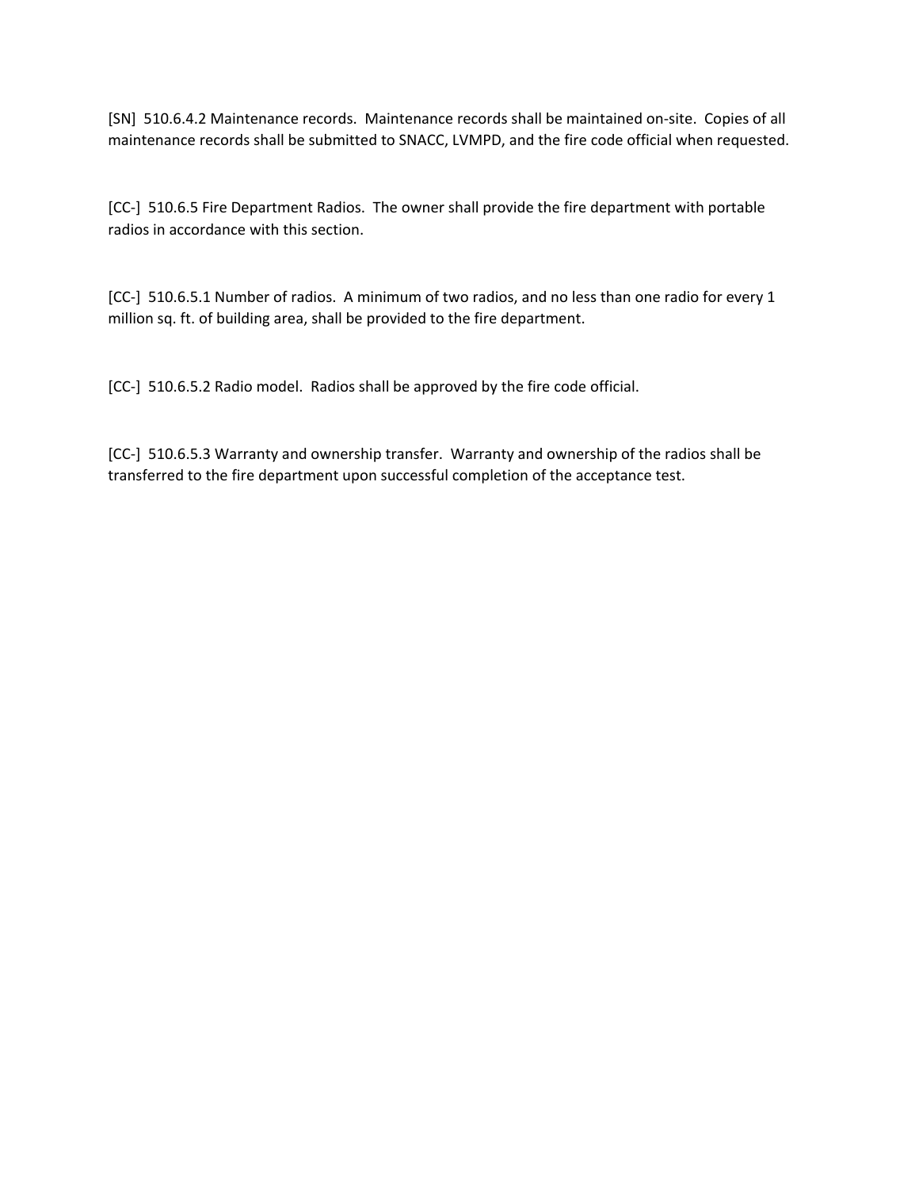[SN]  510.6.4.2 Maintenance records.  Maintenance records shall be maintained on-site.  Copies of all maintenance records shall be submitted to SNACC, LVMPD, and the fire code official when requested.

[CC-]  510.6.5 Fire Department Radios.  The owner shall provide the fire department with portable radios in accordance with this section.

[CC-]  510.6.5.1 Number of radios.  A minimum of two radios, and no less than one radio for every 1 million sq. ft. of building area, shall be provided to the fire department.

[CC-]  510.6.5.2 Radio model.  Radios shall be approved by the fire code official.

[CC-]  510.6.5.3 Warranty and ownership transfer.  Warranty and ownership of the radios shall be transferred to the fire department upon successful completion of the acceptance test.